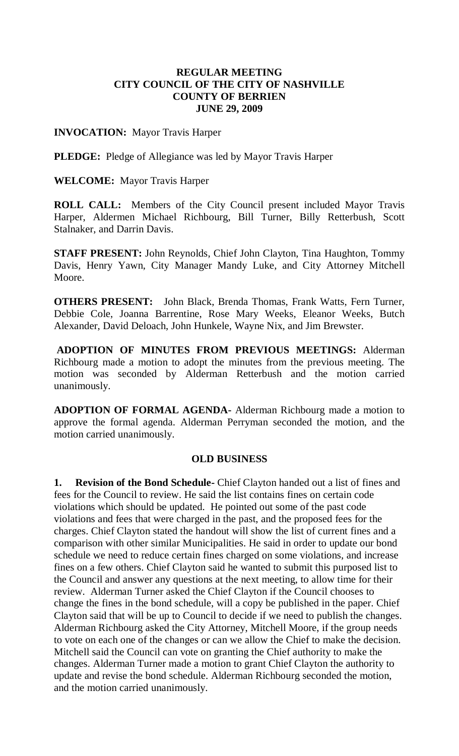**REGULAR MEETING**
**CITY COUNCIL OF THE CITY OF NASHVILLE**
**COUNTY OF BERRIEN**
**JUNE 29, 2009**

**INVOCATION:** Mayor Travis Harper

**PLEDGE:** Pledge of Allegiance was led by Mayor Travis Harper

**WELCOME:** Mayor Travis Harper

**ROLL CALL:** Members of the City Council present included Mayor Travis Harper, Aldermen Michael Richbourg, Bill Turner, Billy Retterbush, Scott Stalnaker, and Darrin Davis.

**STAFF PRESENT:** John Reynolds, Chief John Clayton, Tina Haughton, Tommy Davis, Henry Yawn, City Manager Mandy Luke, and City Attorney Mitchell Moore.

**OTHERS PRESENT:** John Black, Brenda Thomas, Frank Watts, Fern Turner, Debbie Cole, Joanna Barrentine, Rose Mary Weeks, Eleanor Weeks, Butch Alexander, David Deloach, John Hunkele, Wayne Nix, and Jim Brewster.

**ADOPTION OF MINUTES FROM PREVIOUS MEETINGS:** Alderman Richbourg made a motion to adopt the minutes from the previous meeting. The motion was seconded by Alderman Retterbush and the motion carried unanimously.

**ADOPTION OF FORMAL AGENDA-** Alderman Richbourg made a motion to approve the formal agenda. Alderman Perryman seconded the motion, and the motion carried unanimously.

**OLD BUSINESS**

**1. Revision of the Bond Schedule-** Chief Clayton handed out a list of fines and fees for the Council to review. He said the list contains fines on certain code violations which should be updated. He pointed out some of the past code violations and fees that were charged in the past, and the proposed fees for the charges. Chief Clayton stated the handout will show the list of current fines and a comparison with other similar Municipalities. He said in order to update our bond schedule we need to reduce certain fines charged on some violations, and increase fines on a few others. Chief Clayton said he wanted to submit this purposed list to the Council and answer any questions at the next meeting, to allow time for their review. Alderman Turner asked the Chief Clayton if the Council chooses to change the fines in the bond schedule, will a copy be published in the paper. Chief Clayton said that will be up to Council to decide if we need to publish the changes. Alderman Richbourg asked the City Attorney, Mitchell Moore, if the group needs to vote on each one of the changes or can we allow the Chief to make the decision. Mitchell said the Council can vote on granting the Chief authority to make the changes. Alderman Turner made a motion to grant Chief Clayton the authority to update and revise the bond schedule. Alderman Richbourg seconded the motion, and the motion carried unanimously.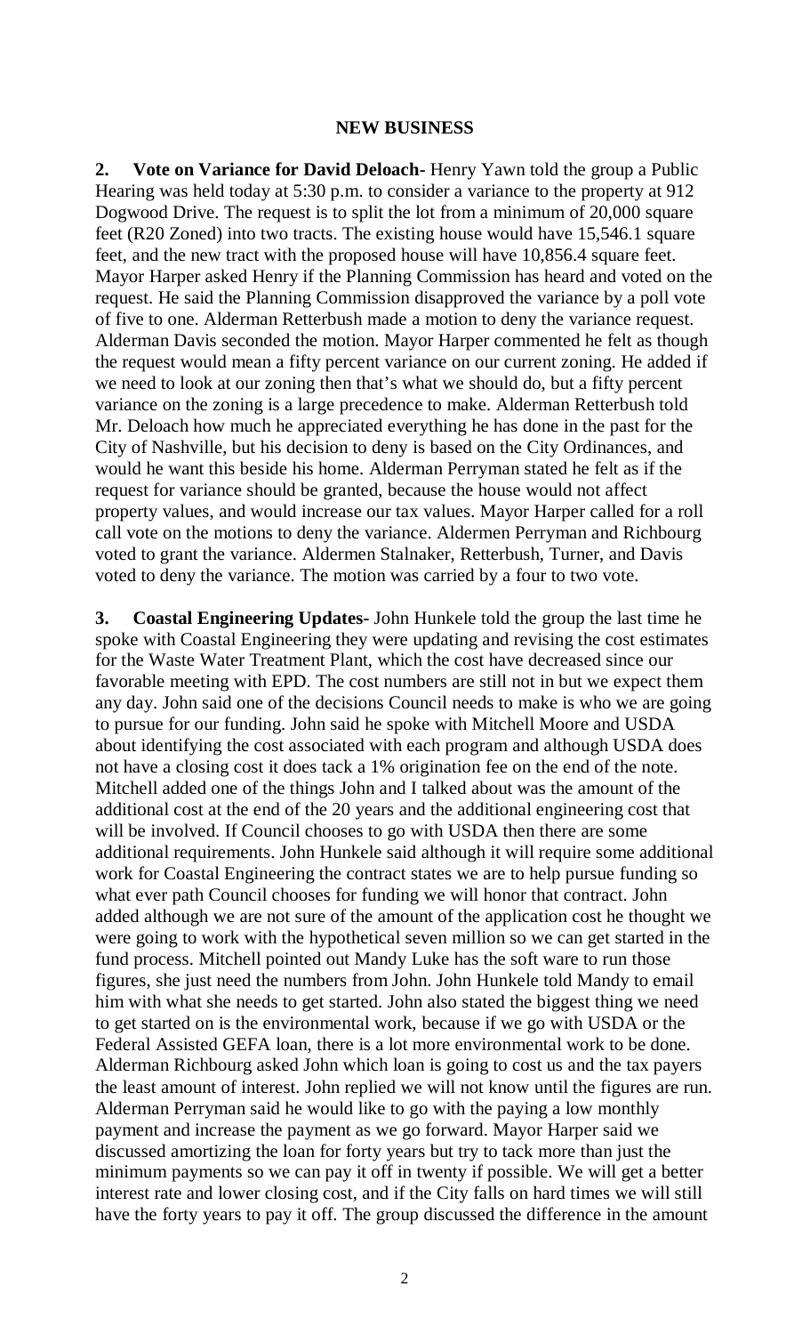## NEW BUSINESS

**2. Vote on Variance for David Deloach-** Henry Yawn told the group a Public Hearing was held today at 5:30 p.m. to consider a variance to the property at 912 Dogwood Drive. The request is to split the lot from a minimum of 20,000 square feet (R20 Zoned) into two tracts. The existing house would have 15,546.1 square feet, and the new tract with the proposed house will have 10,856.4 square feet. Mayor Harper asked Henry if the Planning Commission has heard and voted on the request. He said the Planning Commission disapproved the variance by a poll vote of five to one. Alderman Retterbush made a motion to deny the variance request. Alderman Davis seconded the motion. Mayor Harper commented he felt as though the request would mean a fifty percent variance on our current zoning. He added if we need to look at our zoning then that's what we should do, but a fifty percent variance on the zoning is a large precedence to make. Alderman Retterbush told Mr. Deloach how much he appreciated everything he has done in the past for the City of Nashville, but his decision to deny is based on the City Ordinances, and would he want this beside his home. Alderman Perryman stated he felt as if the request for variance should be granted, because the house would not affect property values, and would increase our tax values. Mayor Harper called for a roll call vote on the motions to deny the variance. Aldermen Perryman and Richbourg voted to grant the variance. Aldermen Stalnaker, Retterbush, Turner, and Davis voted to deny the variance. The motion was carried by a four to two vote.

**3. Coastal Engineering Updates-** John Hunkele told the group the last time he spoke with Coastal Engineering they were updating and revising the cost estimates for the Waste Water Treatment Plant, which the cost have decreased since our favorable meeting with EPD. The cost numbers are still not in but we expect them any day. John said one of the decisions Council needs to make is who we are going to pursue for our funding. John said he spoke with Mitchell Moore and USDA about identifying the cost associated with each program and although USDA does not have a closing cost it does tack a 1% origination fee on the end of the note. Mitchell added one of the things John and I talked about was the amount of the additional cost at the end of the 20 years and the additional engineering cost that will be involved. If Council chooses to go with USDA then there are some additional requirements. John Hunkele said although it will require some additional work for Coastal Engineering the contract states we are to help pursue funding so what ever path Council chooses for funding we will honor that contract. John added although we are not sure of the amount of the application cost he thought we were going to work with the hypothetical seven million so we can get started in the fund process. Mitchell pointed out Mandy Luke has the soft ware to run those figures, she just need the numbers from John. John Hunkele told Mandy to email him with what she needs to get started. John also stated the biggest thing we need to get started on is the environmental work, because if we go with USDA or the Federal Assisted GEFA loan, there is a lot more environmental work to be done. Alderman Richbourg asked John which loan is going to cost us and the tax payers the least amount of interest. John replied we will not know until the figures are run. Alderman Perryman said he would like to go with the paying a low monthly payment and increase the payment as we go forward. Mayor Harper said we discussed amortizing the loan for forty years but try to tack more than just the minimum payments so we can pay it off in twenty if possible. We will get a better interest rate and lower closing cost, and if the City falls on hard times we will still have the forty years to pay it off. The group discussed the difference in the amount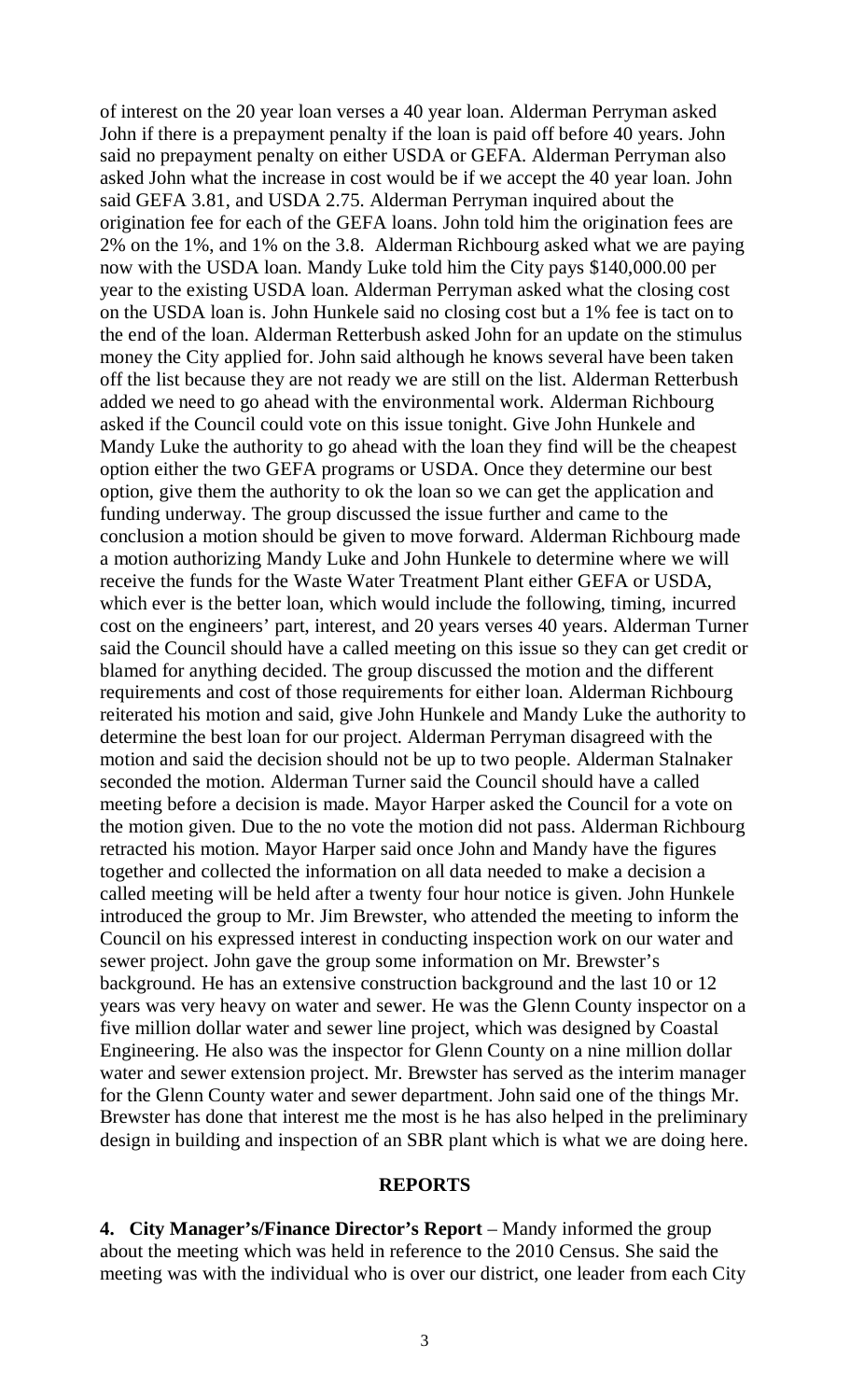of interest on the 20 year loan verses a 40 year loan. Alderman Perryman asked John if there is a prepayment penalty if the loan is paid off before 40 years. John said no prepayment penalty on either USDA or GEFA. Alderman Perryman also asked John what the increase in cost would be if we accept the 40 year loan. John said GEFA 3.81, and USDA 2.75. Alderman Perryman inquired about the origination fee for each of the GEFA loans. John told him the origination fees are 2% on the 1%, and 1% on the 3.8. Alderman Richbourg asked what we are paying now with the USDA loan. Mandy Luke told him the City pays $140,000.00 per year to the existing USDA loan. Alderman Perryman asked what the closing cost on the USDA loan is. John Hunkele said no closing cost but a 1% fee is tact on to the end of the loan. Alderman Retterbush asked John for an update on the stimulus money the City applied for. John said although he knows several have been taken off the list because they are not ready we are still on the list. Alderman Retterbush added we need to go ahead with the environmental work. Alderman Richbourg asked if the Council could vote on this issue tonight. Give John Hunkele and Mandy Luke the authority to go ahead with the loan they find will be the cheapest option either the two GEFA programs or USDA. Once they determine our best option, give them the authority to ok the loan so we can get the application and funding underway. The group discussed the issue further and came to the conclusion a motion should be given to move forward. Alderman Richbourg made a motion authorizing Mandy Luke and John Hunkele to determine where we will receive the funds for the Waste Water Treatment Plant either GEFA or USDA, which ever is the better loan, which would include the following, timing, incurred cost on the engineers' part, interest, and 20 years verses 40 years. Alderman Turner said the Council should have a called meeting on this issue so they can get credit or blamed for anything decided. The group discussed the motion and the different requirements and cost of those requirements for either loan. Alderman Richbourg reiterated his motion and said, give John Hunkele and Mandy Luke the authority to determine the best loan for our project. Alderman Perryman disagreed with the motion and said the decision should not be up to two people. Alderman Stalnaker seconded the motion. Alderman Turner said the Council should have a called meeting before a decision is made. Mayor Harper asked the Council for a vote on the motion given. Due to the no vote the motion did not pass. Alderman Richbourg retracted his motion. Mayor Harper said once John and Mandy have the figures together and collected the information on all data needed to make a decision a called meeting will be held after a twenty four hour notice is given. John Hunkele introduced the group to Mr. Jim Brewster, who attended the meeting to inform the Council on his expressed interest in conducting inspection work on our water and sewer project. John gave the group some information on Mr. Brewster's background. He has an extensive construction background and the last 10 or 12 years was very heavy on water and sewer. He was the Glenn County inspector on a five million dollar water and sewer line project, which was designed by Coastal Engineering. He also was the inspector for Glenn County on a nine million dollar water and sewer extension project. Mr. Brewster has served as the interim manager for the Glenn County water and sewer department. John said one of the things Mr. Brewster has done that interest me the most is he has also helped in the preliminary design in building and inspection of an SBR plant which is what we are doing here.

## REPORTS

**4. City Manager's/Finance Director's Report** – Mandy informed the group about the meeting which was held in reference to the 2010 Census. She said the meeting was with the individual who is over our district, one leader from each City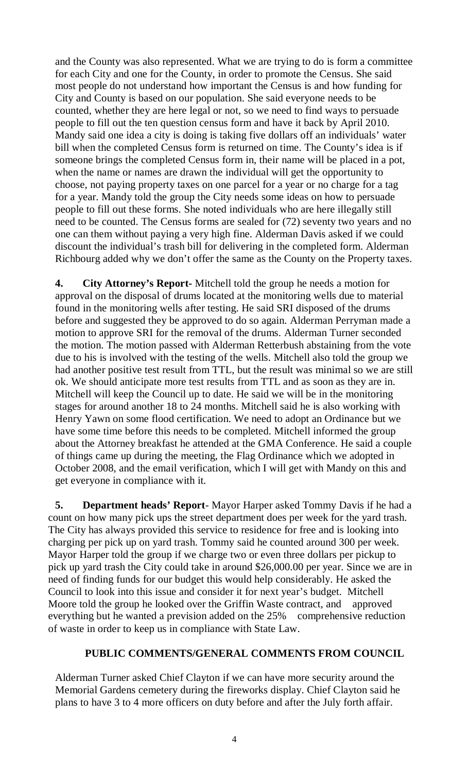and the County was also represented. What we are trying to do is form a committee for each City and one for the County, in order to promote the Census. She said most people do not understand how important the Census is and how funding for City and County is based on our population. She said everyone needs to be counted, whether they are here legal or not, so we need to find ways to persuade people to fill out the ten question census form and have it back by April 2010. Mandy said one idea a city is doing is taking five dollars off an individuals' water bill when the completed Census form is returned on time. The County's idea is if someone brings the completed Census form in, their name will be placed in a pot, when the name or names are drawn the individual will get the opportunity to choose, not paying property taxes on one parcel for a year or no charge for a tag for a year. Mandy told the group the City needs some ideas on how to persuade people to fill out these forms. She noted individuals who are here illegally still need to be counted. The Census forms are sealed for (72) seventy two years and no one can them without paying a very high fine. Alderman Davis asked if we could discount the individual's trash bill for delivering in the completed form. Alderman Richbourg added why we don't offer the same as the County on the Property taxes.

**4. City Attorney's Report-** Mitchell told the group he needs a motion for approval on the disposal of drums located at the monitoring wells due to material found in the monitoring wells after testing. He said SRI disposed of the drums before and suggested they be approved to do so again. Alderman Perryman made a motion to approve SRI for the removal of the drums. Alderman Turner seconded the motion. The motion passed with Alderman Retterbush abstaining from the vote due to his is involved with the testing of the wells. Mitchell also told the group we had another positive test result from TTL, but the result was minimal so we are still ok. We should anticipate more test results from TTL and as soon as they are in. Mitchell will keep the Council up to date. He said we will be in the monitoring stages for around another 18 to 24 months. Mitchell said he is also working with Henry Yawn on some flood certification. We need to adopt an Ordinance but we have some time before this needs to be completed. Mitchell informed the group about the Attorney breakfast he attended at the GMA Conference. He said a couple of things came up during the meeting, the Flag Ordinance which we adopted in October 2008, and the email verification, which I will get with Mandy on this and get everyone in compliance with it.

**5. Department heads' Report**- Mayor Harper asked Tommy Davis if he had a count on how many pick ups the street department does per week for the yard trash. The City has always provided this service to residence for free and is looking into charging per pick up on yard trash. Tommy said he counted around 300 per week. Mayor Harper told the group if we charge two or even three dollars per pickup to pick up yard trash the City could take in around $26,000.00 per year. Since we are in need of finding funds for our budget this would help considerably. He asked the Council to look into this issue and consider it for next year's budget. Mitchell Moore told the group he looked over the Griffin Waste contract, and approved everything but he wanted a prevision added on the 25% comprehensive reduction of waste in order to keep us in compliance with State Law.

## PUBLIC COMMENTS/GENERAL COMMENTS FROM COUNCIL

Alderman Turner asked Chief Clayton if we can have more security around the Memorial Gardens cemetery during the fireworks display. Chief Clayton said he plans to have 3 to 4 more officers on duty before and after the July forth affair.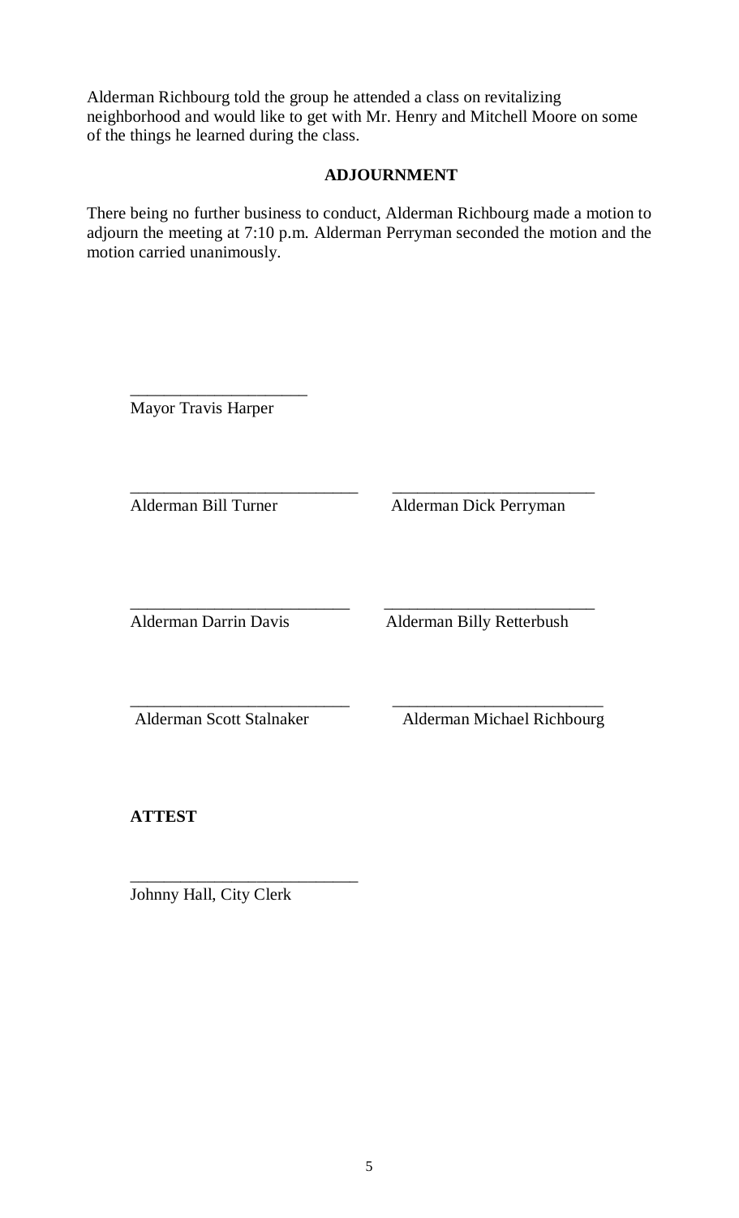Alderman Richbourg told the group he attended a class on revitalizing neighborhood and would like to get with Mr. Henry and Mitchell Moore on some of the things he learned during the class.

**ADJOURNMENT**

There being no further business to conduct, Alderman Richbourg made a motion to adjourn the meeting at 7:10 p.m. Alderman Perryman seconded the motion and the motion carried unanimously.

\_\_\_\_\_\_\_\_\_\_\_\_\_\_\_\_\_\_\_\_
Mayor Travis Harper

| | |
|---|---|
| \_\_\_\_\_\_\_\_\_\_\_\_\_\_\_\_\_\_\_\_\_\_\_\_\_\_ | \_\_\_\_\_\_\_\_\_\_\_\_\_\_\_\_\_\_\_\_\_\_\_\_ |
| Alderman Bill Turner | Alderman Dick Perryman |
| \_\_\_\_\_\_\_\_\_\_\_\_\_\_\_\_\_\_\_\_\_\_\_\_\_\_ | \_\_\_\_\_\_\_\_\_\_\_\_\_\_\_\_\_\_\_\_\_\_\_\_ |
| Alderman Darrin Davis | Alderman Billy Retterbush |
| \_\_\_\_\_\_\_\_\_\_\_\_\_\_\_\_\_\_\_\_\_\_\_\_\_\_ | \_\_\_\_\_\_\_\_\_\_\_\_\_\_\_\_\_\_\_\_\_\_\_\_ |
| Alderman Scott Stalnaker | Alderman Michael Richbourg |

**ATTEST**

\_\_\_\_\_\_\_\_\_\_\_\_\_\_\_\_\_\_\_\_\_\_\_\_\_\_
Johnny Hall, City Clerk